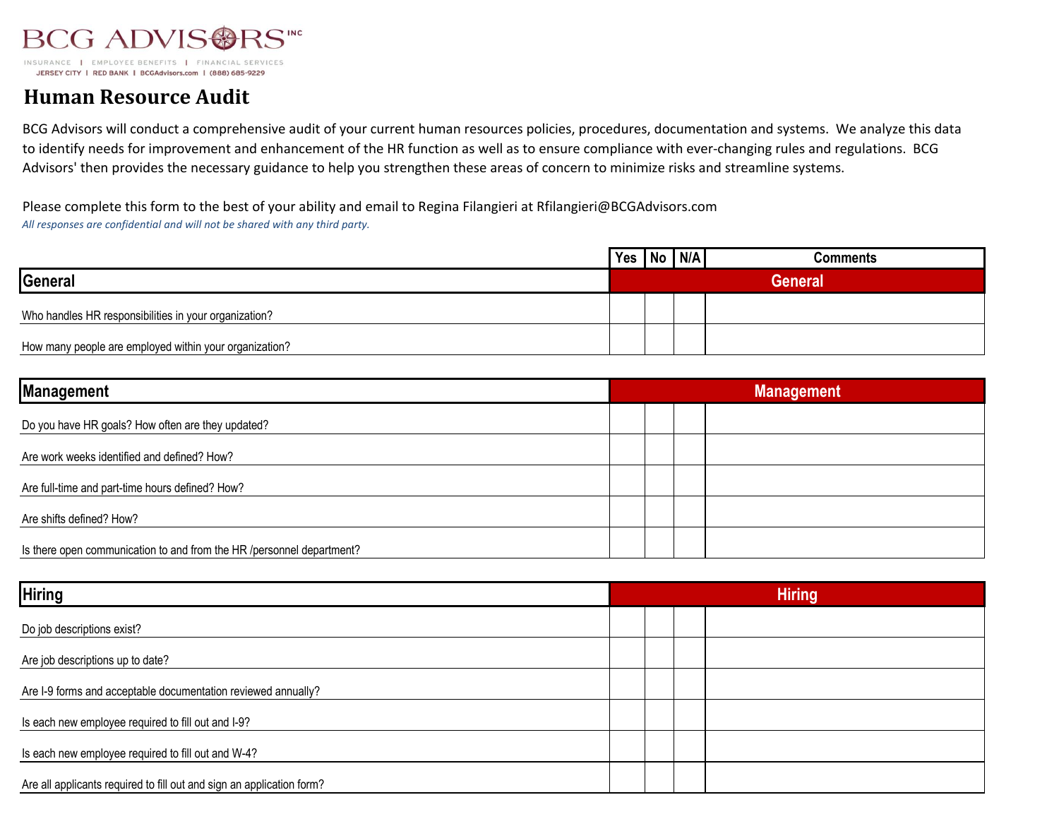BCG ADVISORS INC

INSURANCE | EMPLOYEE BENEFITS | FINANCIAL SERVICES
JERSEY CITY | RED BANK | BCGAdvisors.com | (888) 685-9229

# Human Resource Audit

BCG Advisors will conduct a comprehensive audit of your current human resources policies, procedures, documentation and systems. We analyze this data to identify needs for improvement and enhancement of the HR function as well as to ensure compliance with ever-changing rules and regulations. BCG Advisors' then provides the necessary guidance to help you strengthen these areas of concern to minimize risks and streamline systems.

Please complete this form to the best of your ability and email to Regina Filangieri at Rfilangieri@BCGAdvisors.com

*All responses are confidential and will not be shared with any third party.*

| | Yes | No | N/A | Comments |
|---|---|---|---|---|
| **General** | | | | **General** |
| Who handles HR responsibilities in your organization? | | | | |
| How many people are employed within your organization? | | | | |
| **Management** | | | | **Management** |
| Do you have HR goals? How often are they updated? | | | | |
| Are work weeks identified and defined? How? | | | | |
| Are full-time and part-time hours defined? How? | | | | |
| Are shifts defined? How? | | | | |
| Is there open communication to and from the HR /personnel department? | | | | |
| **Hiring** | | | | **Hiring** |
| Do job descriptions exist? | | | | |
| Are job descriptions up to date? | | | | |
| Are I-9 forms and acceptable documentation reviewed annually? | | | | |
| Is each new employee required to fill out and I-9? | | | | |
| Is each new employee required to fill out and W-4? | | | | |
| Are all applicants required to fill out and sign an application form? | | | | |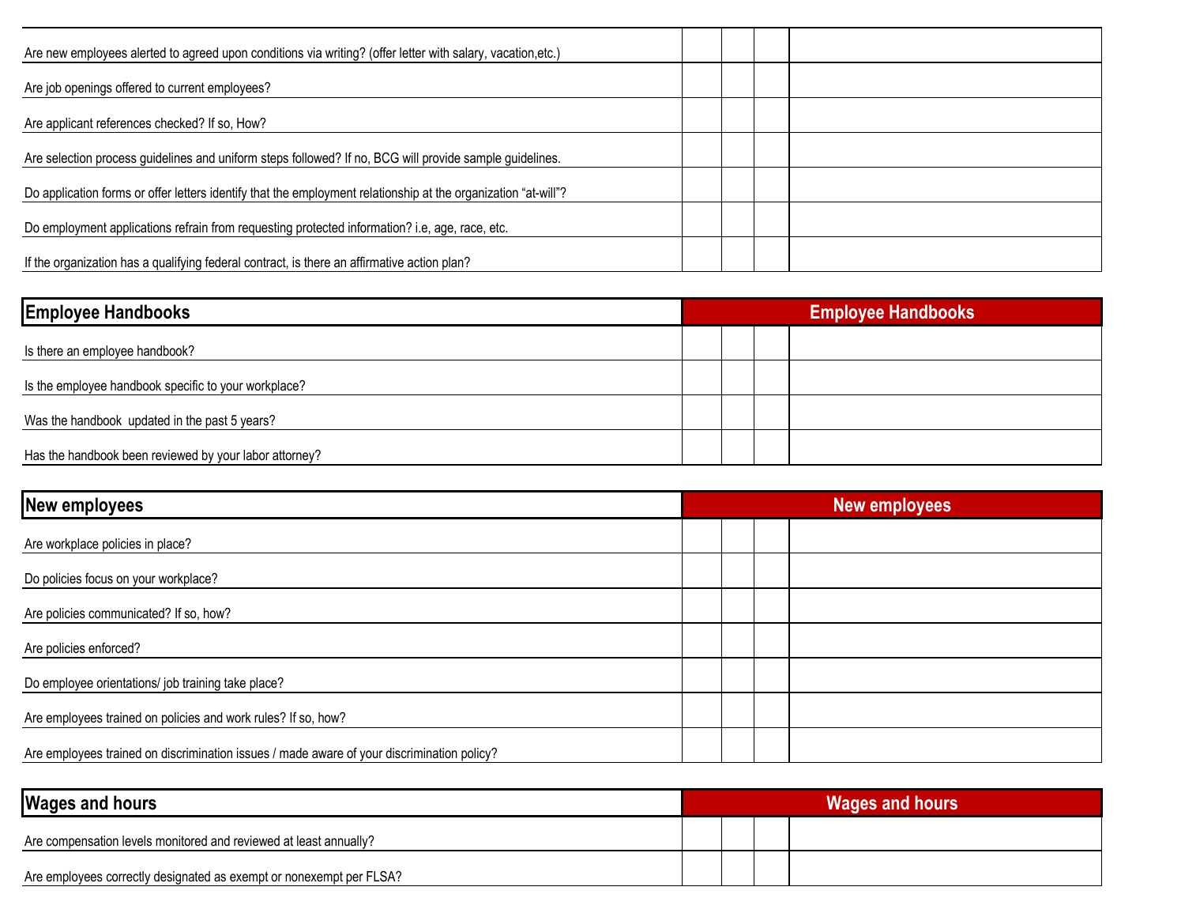| | | | | |
|---|---|---|---|---|
| Are new employees alerted to agreed upon conditions via writing? (offer letter with salary, vacation,etc.) | | | | |
| Are job openings offered to current employees? | | | | |
| Are applicant references checked? If so, How? | | | | |
| Are selection process guidelines and uniform steps followed? If no, BCG will provide sample guidelines. | | | | |
| Do application forms or offer letters identify that the employment relationship at the organization "at-will"? | | | | |
| Do employment applications refrain from requesting protected information? i.e, age, race, etc. | | | | |
| If the organization has a qualifying federal contract, is there an affirmative action plan? | | | | |

| **Employee Handbooks** | **Employee Handbooks** | | | |
|---|---|---|---|---|
| Is there an employee handbook? | | | | |
| Is the employee handbook specific to your workplace? | | | | |
| Was the handbook updated in the past 5 years? | | | | |
| Has the handbook been reviewed by your labor attorney? | | | | |

| **New employees** | **New employees** | | | |
|---|---|---|---|---|
| Are workplace policies in place? | | | | |
| Do policies focus on your workplace? | | | | |
| Are policies communicated? If so, how? | | | | |
| Are policies enforced? | | | | |
| Do employee orientations/ job training take place? | | | | |
| Are employees trained on policies and work rules? If so, how? | | | | |
| Are employees trained on discrimination issues / made aware of your discrimination policy? | | | | |

| **Wages and hours** | **Wages and hours** | | | |
|---|---|---|---|---|
| Are compensation levels monitored and reviewed at least annually? | | | | |
| Are employees correctly designated as exempt or nonexempt per FLSA? | | | | |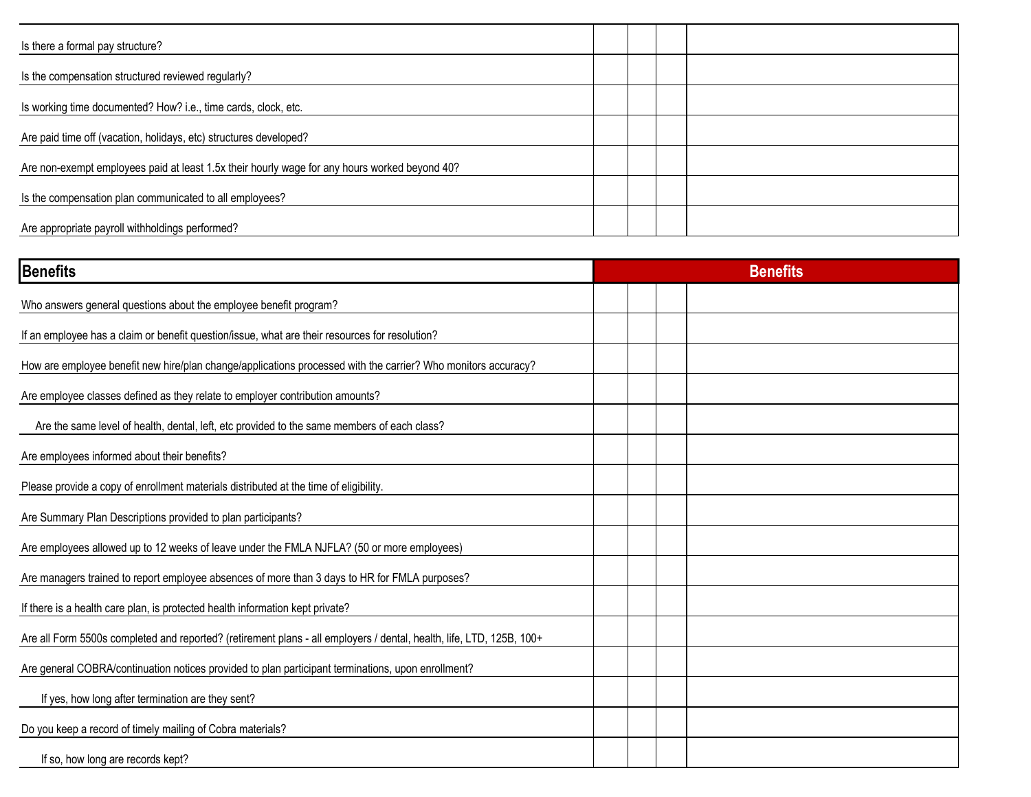| | | | | |
|---|---|---|---|---|
| Is there a formal pay structure? | | | | |
| Is the compensation structured reviewed regularly? | | | | |
| Is working time documented? How? i.e., time cards, clock, etc. | | | | |
| Are paid time off (vacation, holidays, etc) structures developed? | | | | |
| Are non-exempt employees paid at least 1.5x their hourly wage for any hours worked beyond 40? | | | | |
| Is the compensation plan communicated to all employees? | | | | |
| Are appropriate payroll withholdings performed? | | | | |

| **Benefits** | **Benefits** | | | |
|---|---|---|---|---|
| Who answers general questions about the employee benefit program? | | | | |
| If an employee has a claim or benefit question/issue, what are their resources for resolution? | | | | |
| How are employee benefit new hire/plan change/applications processed with the carrier? Who monitors accuracy? | | | | |
| Are employee classes defined as they relate to employer contribution amounts? | | | | |
| Are the same level of health, dental, left, etc provided to the same members of each class? | | | | |
| Are employees informed about their benefits? | | | | |
| Please provide a copy of enrollment materials distributed at the time of eligibility. | | | | |
| Are Summary Plan Descriptions provided to plan participants? | | | | |
| Are employees allowed up to 12 weeks of leave under the FMLA NJFLA? (50 or more employees) | | | | |
| Are managers trained to report employee absences of more than 3 days to HR for FMLA purposes? | | | | |
| If there is a health care plan, is protected health information kept private? | | | | |
| Are all Form 5500s completed and reported? (retirement plans - all employers / dental, health, life, LTD, 125B, 100+ | | | | |
| Are general COBRA/continuation notices provided to plan participant terminations, upon enrollment? | | | | |
| If yes, how long after termination are they sent? | | | | |
| Do you keep a record of timely mailing of Cobra materials? | | | | |
| If so, how long are records kept? | | | | |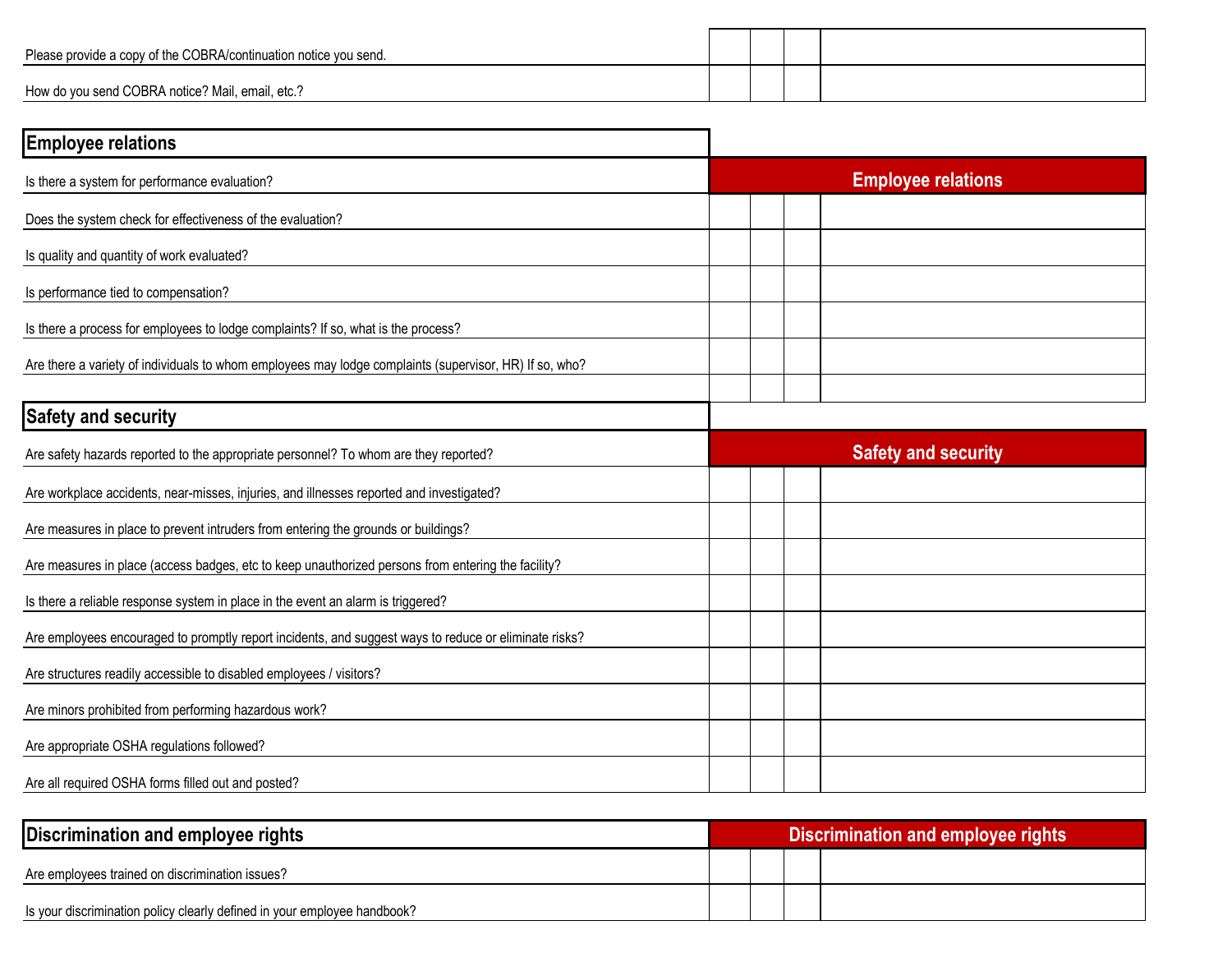| | | | | |
|---|---|---|---|---|
| Please provide a copy of the COBRA/continuation notice you send. | | | | |
| How do you send COBRA notice? Mail, email, etc.? | | | | |

## Employee relations

| | Employee relations | | | |
|---|---|---|---|---|
| Is there a system for performance evaluation? | | | | |
| Does the system check for effectiveness of the evaluation? | | | | |
| Is quality and quantity of work evaluated? | | | | |
| Is performance tied to compensation? | | | | |
| Is there a process for employees to lodge complaints? If so, what is the process? | | | | |
| Are there a variety of individuals to whom employees may lodge complaints (supervisor, HR) If so, who? | | | | |
| | | | | |

## Safety and security

| | Safety and security | | | |
|---|---|---|---|---|
| Are safety hazards reported to the appropriate personnel? To whom are they reported? | | | | |
| Are workplace accidents, near-misses, injuries, and illnesses reported and investigated? | | | | |
| Are measures in place to prevent intruders from entering the grounds or buildings? | | | | |
| Are measures in place (access badges, etc to keep unauthorized persons from entering the facility? | | | | |
| Is there a reliable response system in place in the event an alarm is triggered? | | | | |
| Are employees encouraged to promptly report incidents, and suggest ways to reduce or eliminate risks? | | | | |
| Are structures readily accessible to disabled employees / visitors? | | | | |
| Are minors prohibited from performing hazardous work? | | | | |
| Are appropriate OSHA regulations followed? | | | | |
| Are all required OSHA forms filled out and posted? | | | | |

## Discrimination and employee rights

| | Discrimination and employee rights | | | |
|---|---|---|---|---|
| Are employees trained on discrimination issues? | | | | |
| Is your discrimination policy clearly defined in your employee handbook? | | | | |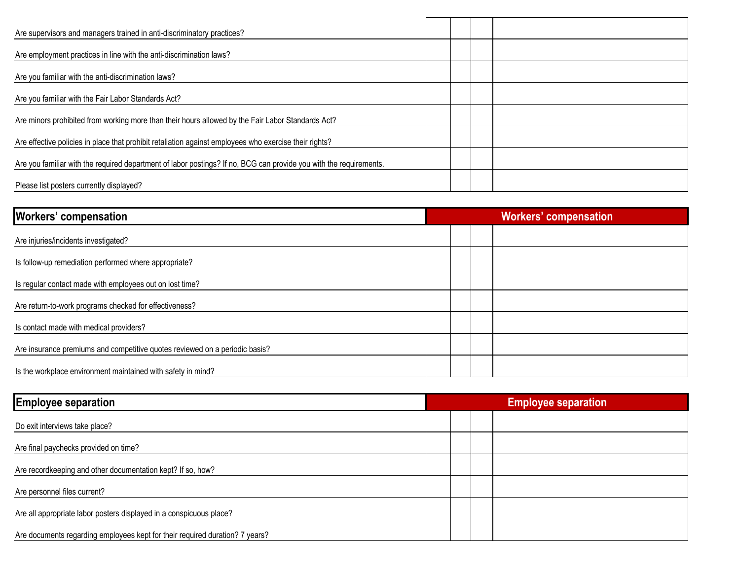| | | | | |
|---|---|---|---|---|
| Are supervisors and managers trained in anti-discriminatory practices? | | | | |
| Are employment practices in line with the anti-discrimination laws? | | | | |
| Are you familiar with the anti-discrimination laws? | | | | |
| Are you familiar with the Fair Labor Standards Act? | | | | |
| Are minors prohibited from working more than their hours allowed by the Fair Labor Standards Act? | | | | |
| Are effective policies in place that prohibit retaliation against employees who exercise their rights? | | | | |
| Are you familiar with the required department of labor postings? If no, BCG can provide you with the requirements. | | | | |
| Please list posters currently displayed? | | | | |

| Workers' compensation | Workers' compensation | | | |
|---|---|---|---|---|
| Are injuries/incidents investigated? | | | | |
| Is follow-up remediation performed where appropriate? | | | | |
| Is regular contact made with employees out on lost time? | | | | |
| Are return-to-work programs checked for effectiveness? | | | | |
| Is contact made with medical providers? | | | | |
| Are insurance premiums and competitive quotes reviewed on a periodic basis? | | | | |
| Is the workplace environment maintained with safety in mind? | | | | |

| Employee separation | Employee separation | | | |
|---|---|---|---|---|
| Do exit interviews take place? | | | | |
| Are final paychecks provided on time? | | | | |
| Are recordkeeping and other documentation kept? If so, how? | | | | |
| Are personnel files current? | | | | |
| Are all appropriate labor posters displayed in a conspicuous place? | | | | |
| Are documents regarding employees kept for their required duration? 7 years? | | | | |